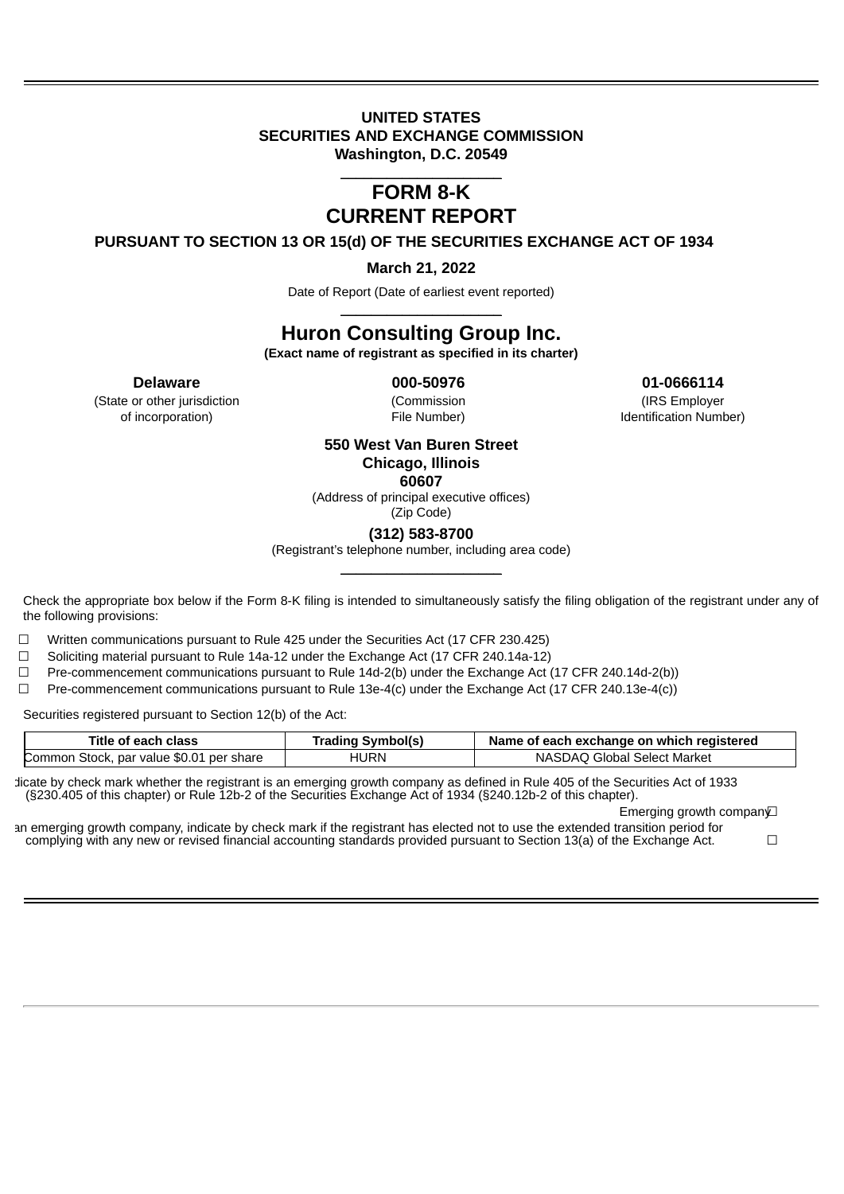# UNITED STATES
# SECURITIES AND EXCHANGE COMMISSION
**Washington, D.C. 20549**

# FORM 8-K
# CURRENT REPORT

**PURSUANT TO SECTION 13 OR 15(d) OF THE SECURITIES EXCHANGE ACT OF 1934**

**March 21, 2022**

Date of Report (Date of earliest event reported)

# Huron Consulting Group Inc.

**(Exact name of registrant as specified in its charter)**

| **Delaware** | **000-50976** | **01-0666114** |
|---|---|---|
| (State or other jurisdiction of incorporation) | (Commission File Number) | (IRS Employer Identification Number) |

**550 West Van Buren Street**
**Chicago, Illinois**
**60607**
(Address of principal executive offices)
(Zip Code)

**(312) 583-8700**
(Registrant's telephone number, including area code)

Check the appropriate box below if the Form 8-K filing is intended to simultaneously satisfy the filing obligation of the registrant under any of the following provisions:

☐ Written communications pursuant to Rule 425 under the Securities Act (17 CFR 230.425)

☐ Soliciting material pursuant to Rule 14a-12 under the Exchange Act (17 CFR 240.14a-12)

☐ Pre-commencement communications pursuant to Rule 14d-2(b) under the Exchange Act (17 CFR 240.14d-2(b))

☐ Pre-commencement communications pursuant to Rule 13e-4(c) under the Exchange Act (17 CFR 240.13e-4(c))

Securities registered pursuant to Section 12(b) of the Act:

| Title of each class | Trading Symbol(s) | Name of each exchange on which registered |
|---|---|---|
| Common Stock, par value $0.01 per share | HURN | NASDAQ Global Select Market |

Indicate by check mark whether the registrant is an emerging growth company as defined in Rule 405 of the Securities Act of 1933 (§230.405 of this chapter) or Rule 12b-2 of the Securities Exchange Act of 1934 (§240.12b-2 of this chapter).

Emerging growth company ☐

If an emerging growth company, indicate by check mark if the registrant has elected not to use the extended transition period for complying with any new or revised financial accounting standards provided pursuant to Section 13(a) of the Exchange Act. ☐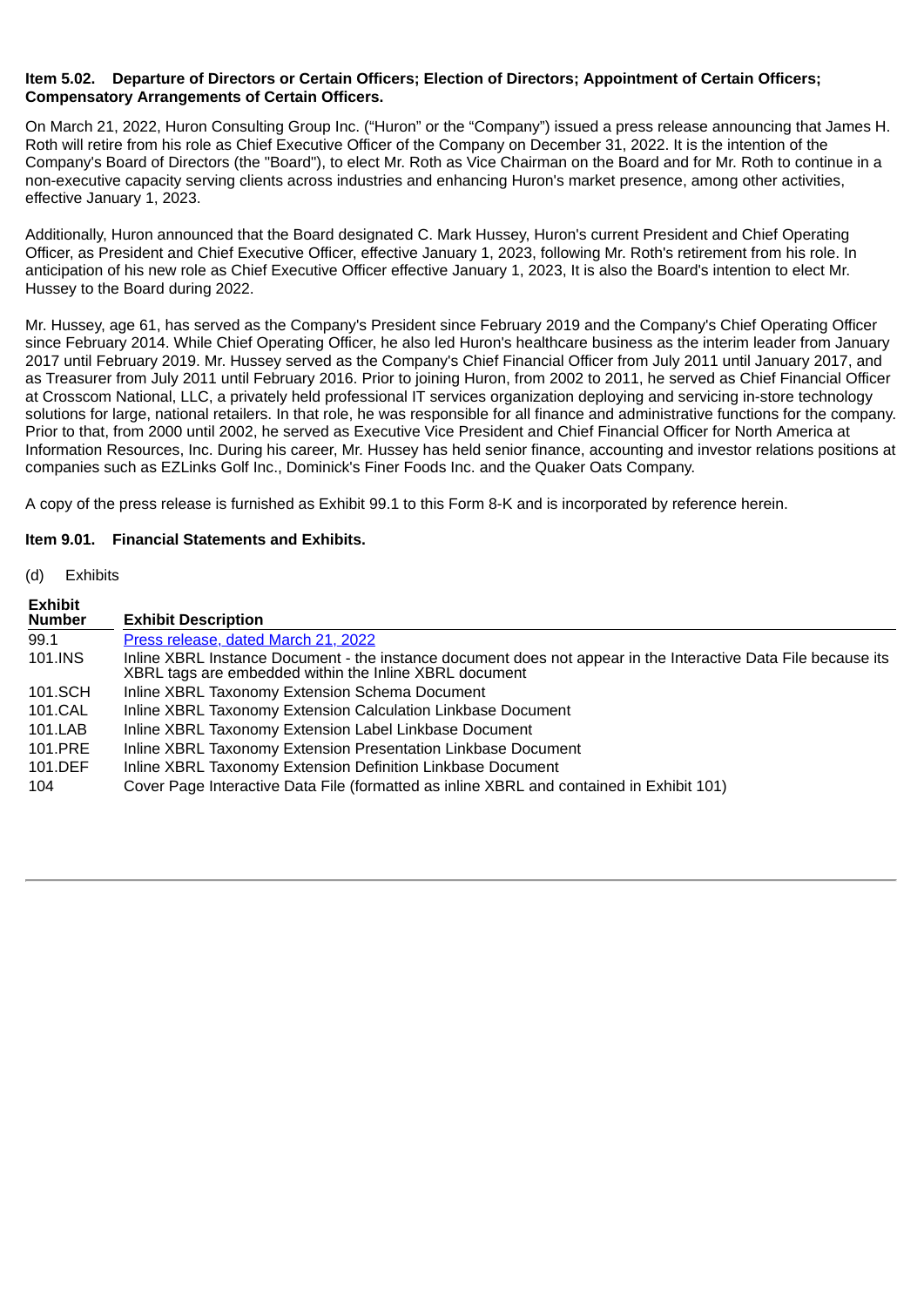**Item 5.02. Departure of Directors or Certain Officers; Election of Directors; Appointment of Certain Officers; Compensatory Arrangements of Certain Officers.**

On March 21, 2022, Huron Consulting Group Inc. ("Huron" or the "Company") issued a press release announcing that James H. Roth will retire from his role as Chief Executive Officer of the Company on December 31, 2022. It is the intention of the Company's Board of Directors (the "Board"), to elect Mr. Roth as Vice Chairman on the Board and for Mr. Roth to continue in a non-executive capacity serving clients across industries and enhancing Huron's market presence, among other activities, effective January 1, 2023.

Additionally, Huron announced that the Board designated C. Mark Hussey, Huron's current President and Chief Operating Officer, as President and Chief Executive Officer, effective January 1, 2023, following Mr. Roth's retirement from his role. In anticipation of his new role as Chief Executive Officer effective January 1, 2023, It is also the Board's intention to elect Mr. Hussey to the Board during 2022.

Mr. Hussey, age 61, has served as the Company's President since February 2019 and the Company's Chief Operating Officer since February 2014. While Chief Operating Officer, he also led Huron's healthcare business as the interim leader from January 2017 until February 2019. Mr. Hussey served as the Company's Chief Financial Officer from July 2011 until January 2017, and as Treasurer from July 2011 until February 2016. Prior to joining Huron, from 2002 to 2011, he served as Chief Financial Officer at Crosscom National, LLC, a privately held professional IT services organization deploying and servicing in-store technology solutions for large, national retailers. In that role, he was responsible for all finance and administrative functions for the company. Prior to that, from 2000 until 2002, he served as Executive Vice President and Chief Financial Officer for North America at Information Resources, Inc. During his career, Mr. Hussey has held senior finance, accounting and investor relations positions at companies such as EZLinks Golf Inc., Dominick's Finer Foods Inc. and the Quaker Oats Company.

A copy of the press release is furnished as Exhibit 99.1 to this Form 8-K and is incorporated by reference herein.

**Item 9.01. Financial Statements and Exhibits.**

(d) Exhibits

| Exhibit Number | Exhibit Description |
|---|---|
| 99.1 | Press release, dated March 21, 2022 |
| 101.INS | Inline XBRL Instance Document - the instance document does not appear in the Interactive Data File because its XBRL tags are embedded within the Inline XBRL document |
| 101.SCH | Inline XBRL Taxonomy Extension Schema Document |
| 101.CAL | Inline XBRL Taxonomy Extension Calculation Linkbase Document |
| 101.LAB | Inline XBRL Taxonomy Extension Label Linkbase Document |
| 101.PRE | Inline XBRL Taxonomy Extension Presentation Linkbase Document |
| 101.DEF | Inline XBRL Taxonomy Extension Definition Linkbase Document |
| 104 | Cover Page Interactive Data File (formatted as inline XBRL and contained in Exhibit 101) |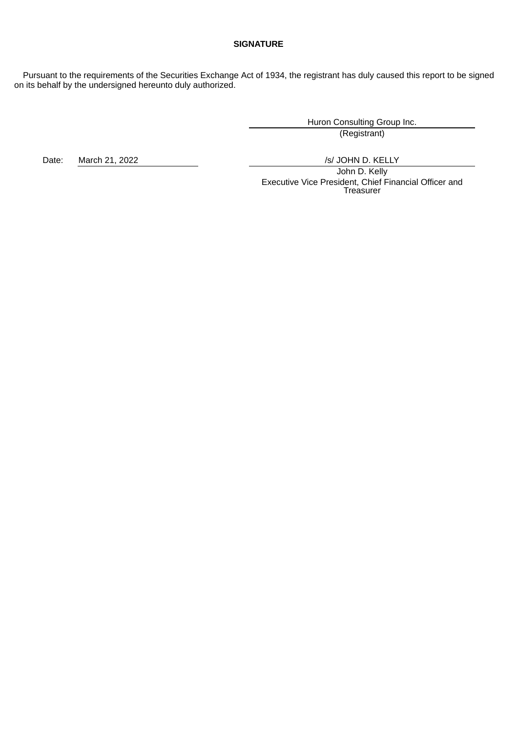**SIGNATURE**

Pursuant to the requirements of the Securities Exchange Act of 1934, the registrant has duly caused this report to be signed on its behalf by the undersigned hereunto duly authorized.

| | Huron Consulting Group Inc. |
|---|---|
| | (Registrant) |
| Date: March 21, 2022 | /s/ JOHN D. KELLY |
| | John D. Kelly |
| | Executive Vice President, Chief Financial Officer and Treasurer |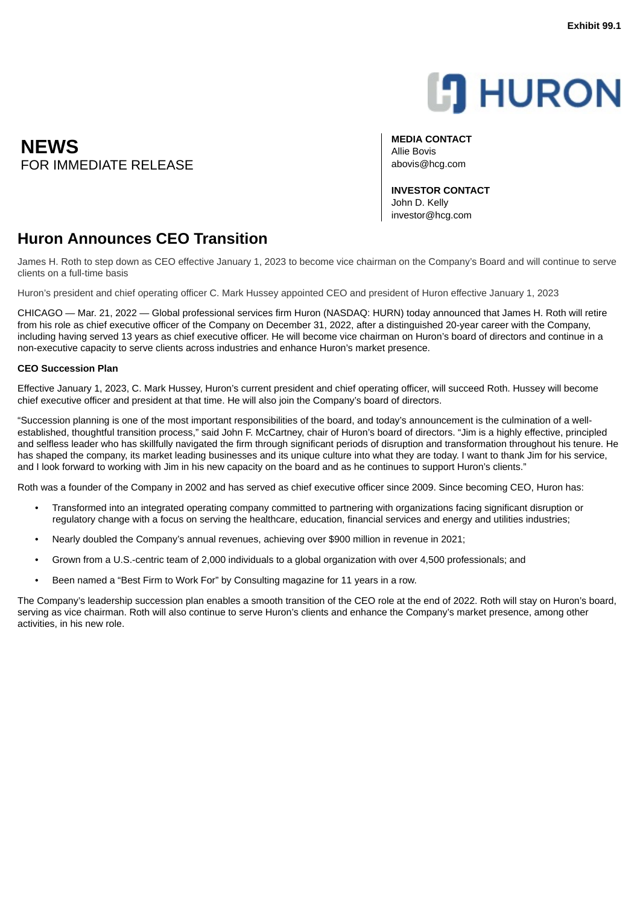Exhibit 99.1

HURON

# NEWS
FOR IMMEDIATE RELEASE

**MEDIA CONTACT**
Allie Bovis
abovis@hcg.com

**INVESTOR CONTACT**
John D. Kelly
investor@hcg.com

## Huron Announces CEO Transition

James H. Roth to step down as CEO effective January 1, 2023 to become vice chairman on the Company's Board and will continue to serve clients on a full-time basis

Huron's president and chief operating officer C. Mark Hussey appointed CEO and president of Huron effective January 1, 2023

CHICAGO — Mar. 21, 2022 — Global professional services firm Huron (NASDAQ: HURN) today announced that James H. Roth will retire from his role as chief executive officer of the Company on December 31, 2022, after a distinguished 20-year career with the Company, including having served 13 years as chief executive officer. He will become vice chairman on Huron's board of directors and continue in a non-executive capacity to serve clients across industries and enhance Huron's market presence.

**CEO Succession Plan**

Effective January 1, 2023, C. Mark Hussey, Huron's current president and chief operating officer, will succeed Roth. Hussey will become chief executive officer and president at that time. He will also join the Company's board of directors.

"Succession planning is one of the most important responsibilities of the board, and today's announcement is the culmination of a well-established, thoughtful transition process," said John F. McCartney, chair of Huron's board of directors. "Jim is a highly effective, principled and selfless leader who has skillfully navigated the firm through significant periods of disruption and transformation throughout his tenure. He has shaped the company, its market leading businesses and its unique culture into what they are today. I want to thank Jim for his service, and I look forward to working with Jim in his new capacity on the board and as he continues to support Huron's clients."

Roth was a founder of the Company in 2002 and has served as chief executive officer since 2009. Since becoming CEO, Huron has:

- Transformed into an integrated operating company committed to partnering with organizations facing significant disruption or regulatory change with a focus on serving the healthcare, education, financial services and energy and utilities industries;
- Nearly doubled the Company's annual revenues, achieving over $900 million in revenue in 2021;
- Grown from a U.S.-centric team of 2,000 individuals to a global organization with over 4,500 professionals; and
- Been named a "Best Firm to Work For" by Consulting magazine for 11 years in a row.

The Company's leadership succession plan enables a smooth transition of the CEO role at the end of 2022. Roth will stay on Huron's board, serving as vice chairman. Roth will also continue to serve Huron's clients and enhance the Company's market presence, among other activities, in his new role.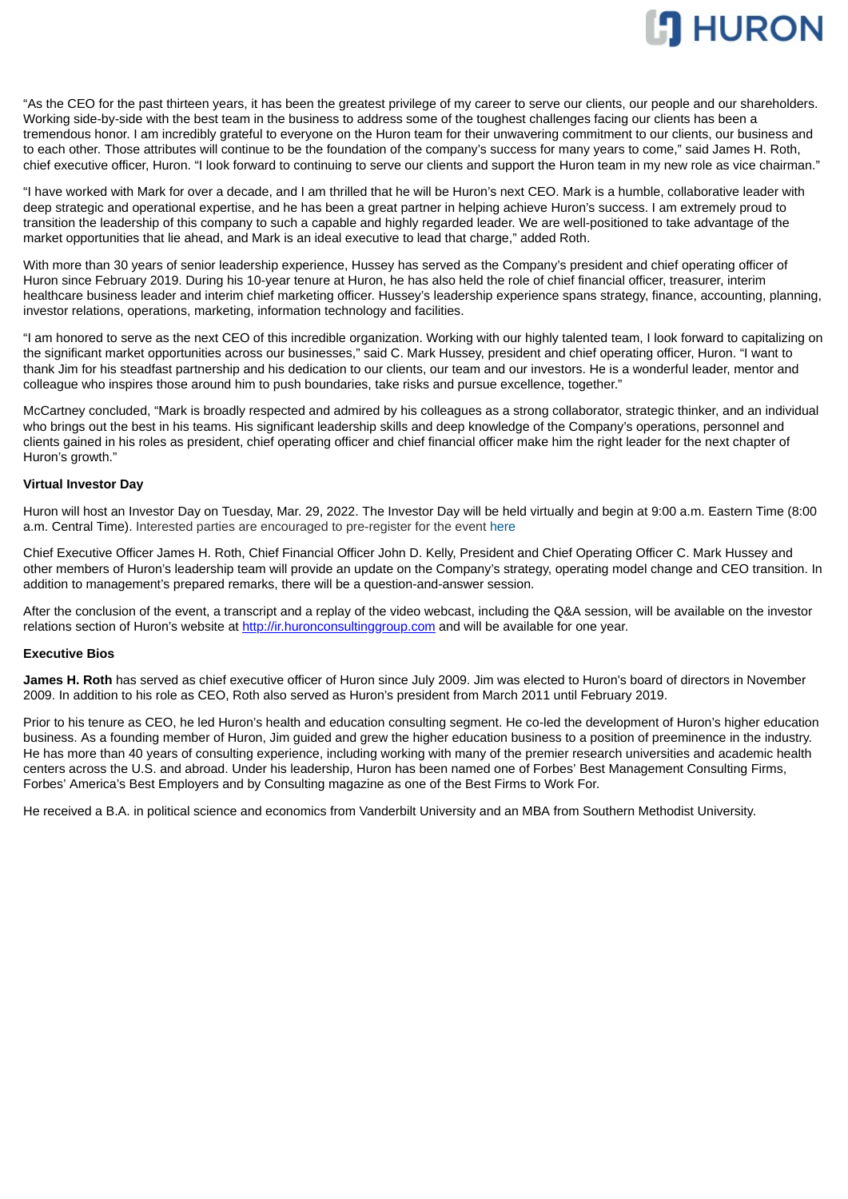"As the CEO for the past thirteen years, it has been the greatest privilege of my career to serve our clients, our people and our shareholders. Working side-by-side with the best team in the business to address some of the toughest challenges facing our clients has been a tremendous honor. I am incredibly grateful to everyone on the Huron team for their unwavering commitment to our clients, our business and to each other. Those attributes will continue to be the foundation of the company's success for many years to come," said James H. Roth, chief executive officer, Huron. "I look forward to continuing to serve our clients and support the Huron team in my new role as vice chairman."

"I have worked with Mark for over a decade, and I am thrilled that he will be Huron's next CEO. Mark is a humble, collaborative leader with deep strategic and operational expertise, and he has been a great partner in helping achieve Huron's success. I am extremely proud to transition the leadership of this company to such a capable and highly regarded leader. We are well-positioned to take advantage of the market opportunities that lie ahead, and Mark is an ideal executive to lead that charge," added Roth.

With more than 30 years of senior leadership experience, Hussey has served as the Company's president and chief operating officer of Huron since February 2019. During his 10-year tenure at Huron, he has also held the role of chief financial officer, treasurer, interim healthcare business leader and interim chief marketing officer. Hussey's leadership experience spans strategy, finance, accounting, planning, investor relations, operations, marketing, information technology and facilities.

"I am honored to serve as the next CEO of this incredible organization. Working with our highly talented team, I look forward to capitalizing on the significant market opportunities across our businesses," said C. Mark Hussey, president and chief operating officer, Huron. "I want to thank Jim for his steadfast partnership and his dedication to our clients, our team and our investors. He is a wonderful leader, mentor and colleague who inspires those around him to push boundaries, take risks and pursue excellence, together."

McCartney concluded, "Mark is broadly respected and admired by his colleagues as a strong collaborator, strategic thinker, and an individual who brings out the best in his teams. His significant leadership skills and deep knowledge of the Company's operations, personnel and clients gained in his roles as president, chief operating officer and chief financial officer make him the right leader for the next chapter of Huron's growth."

**Virtual Investor Day**

Huron will host an Investor Day on Tuesday, Mar. 29, 2022. The Investor Day will be held virtually and begin at 9:00 a.m. Eastern Time (8:00 a.m. Central Time). Interested parties are encouraged to pre-register for the event here

Chief Executive Officer James H. Roth, Chief Financial Officer John D. Kelly, President and Chief Operating Officer C. Mark Hussey and other members of Huron's leadership team will provide an update on the Company's strategy, operating model change and CEO transition. In addition to management's prepared remarks, there will be a question-and-answer session.

After the conclusion of the event, a transcript and a replay of the video webcast, including the Q&A session, will be available on the investor relations section of Huron's website at http://ir.huronconsultinggroup.com and will be available for one year.

**Executive Bios**

**James H. Roth** has served as chief executive officer of Huron since July 2009. Jim was elected to Huron's board of directors in November 2009. In addition to his role as CEO, Roth also served as Huron's president from March 2011 until February 2019.

Prior to his tenure as CEO, he led Huron's health and education consulting segment. He co-led the development of Huron's higher education business. As a founding member of Huron, Jim guided and grew the higher education business to a position of preeminence in the industry. He has more than 40 years of consulting experience, including working with many of the premier research universities and academic health centers across the U.S. and abroad. Under his leadership, Huron has been named one of Forbes' Best Management Consulting Firms, Forbes' America's Best Employers and by Consulting magazine as one of the Best Firms to Work For.

He received a B.A. in political science and economics from Vanderbilt University and an MBA from Southern Methodist University.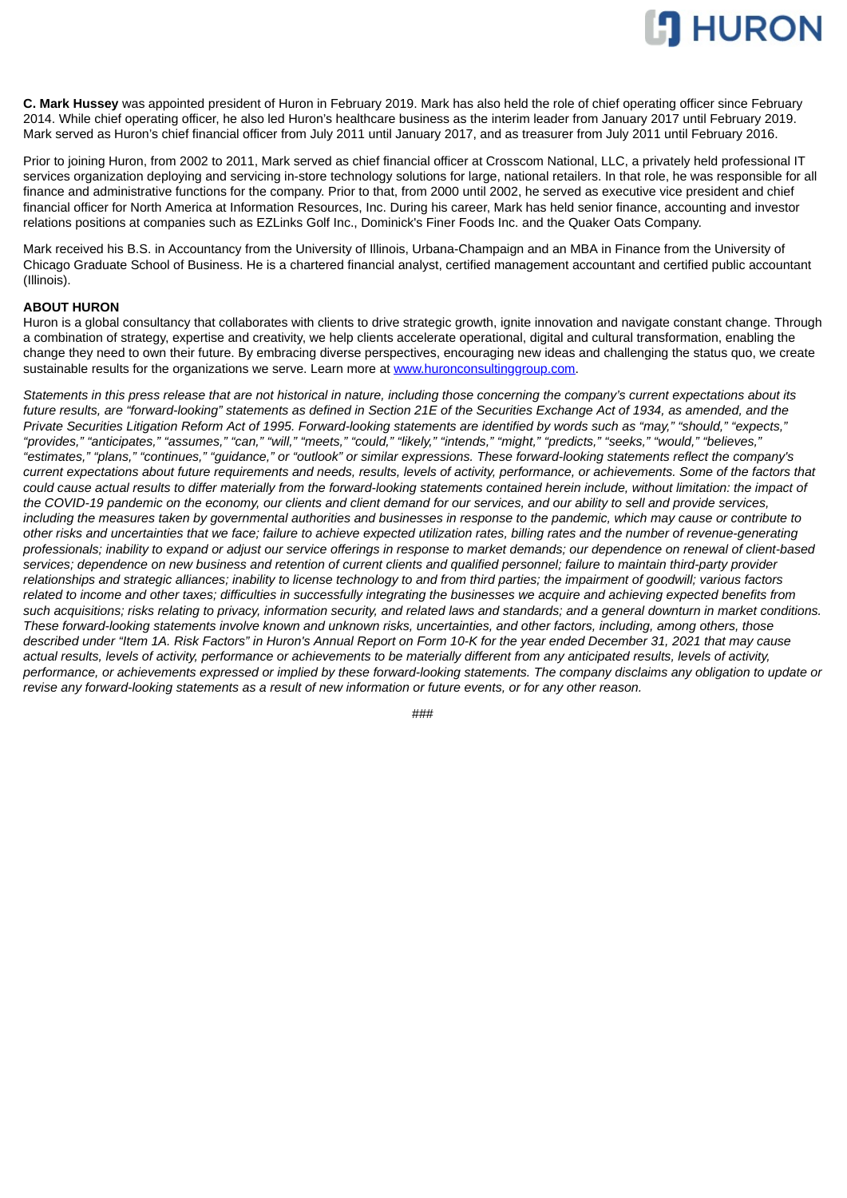**C. Mark Hussey** was appointed president of Huron in February 2019. Mark has also held the role of chief operating officer since February 2014. While chief operating officer, he also led Huron's healthcare business as the interim leader from January 2017 until February 2019. Mark served as Huron's chief financial officer from July 2011 until January 2017, and as treasurer from July 2011 until February 2016.

Prior to joining Huron, from 2002 to 2011, Mark served as chief financial officer at Crosscom National, LLC, a privately held professional IT services organization deploying and servicing in-store technology solutions for large, national retailers. In that role, he was responsible for all finance and administrative functions for the company. Prior to that, from 2000 until 2002, he served as executive vice president and chief financial officer for North America at Information Resources, Inc. During his career, Mark has held senior finance, accounting and investor relations positions at companies such as EZLinks Golf Inc., Dominick's Finer Foods Inc. and the Quaker Oats Company.

Mark received his B.S. in Accountancy from the University of Illinois, Urbana-Champaign and an MBA in Finance from the University of Chicago Graduate School of Business. He is a chartered financial analyst, certified management accountant and certified public accountant (Illinois).

**ABOUT HURON**

Huron is a global consultancy that collaborates with clients to drive strategic growth, ignite innovation and navigate constant change. Through a combination of strategy, expertise and creativity, we help clients accelerate operational, digital and cultural transformation, enabling the change they need to own their future. By embracing diverse perspectives, encouraging new ideas and challenging the status quo, we create sustainable results for the organizations we serve. Learn more at [www.huronconsultinggroup.com](http://www.huronconsultinggroup.com).

*Statements in this press release that are not historical in nature, including those concerning the company's current expectations about its future results, are "forward-looking" statements as defined in Section 21E of the Securities Exchange Act of 1934, as amended, and the Private Securities Litigation Reform Act of 1995. Forward-looking statements are identified by words such as "may," "should," "expects," "provides," "anticipates," "assumes," "can," "will," "meets," "could," "likely," "intends," "might," "predicts," "seeks," "would," "believes," "estimates," "plans," "continues," "guidance," or "outlook" or similar expressions. These forward-looking statements reflect the company's current expectations about future requirements and needs, results, levels of activity, performance, or achievements. Some of the factors that could cause actual results to differ materially from the forward-looking statements contained herein include, without limitation: the impact of the COVID-19 pandemic on the economy, our clients and client demand for our services, and our ability to sell and provide services, including the measures taken by governmental authorities and businesses in response to the pandemic, which may cause or contribute to other risks and uncertainties that we face; failure to achieve expected utilization rates, billing rates and the number of revenue-generating professionals; inability to expand or adjust our service offerings in response to market demands; our dependence on renewal of client-based services; dependence on new business and retention of current clients and qualified personnel; failure to maintain third-party provider relationships and strategic alliances; inability to license technology to and from third parties; the impairment of goodwill; various factors related to income and other taxes; difficulties in successfully integrating the businesses we acquire and achieving expected benefits from such acquisitions; risks relating to privacy, information security, and related laws and standards; and a general downturn in market conditions. These forward-looking statements involve known and unknown risks, uncertainties, and other factors, including, among others, those described under "Item 1A. Risk Factors" in Huron's Annual Report on Form 10-K for the year ended December 31, 2021 that may cause actual results, levels of activity, performance or achievements to be materially different from any anticipated results, levels of activity, performance, or achievements expressed or implied by these forward-looking statements. The company disclaims any obligation to update or revise any forward-looking statements as a result of new information or future events, or for any other reason.*

###